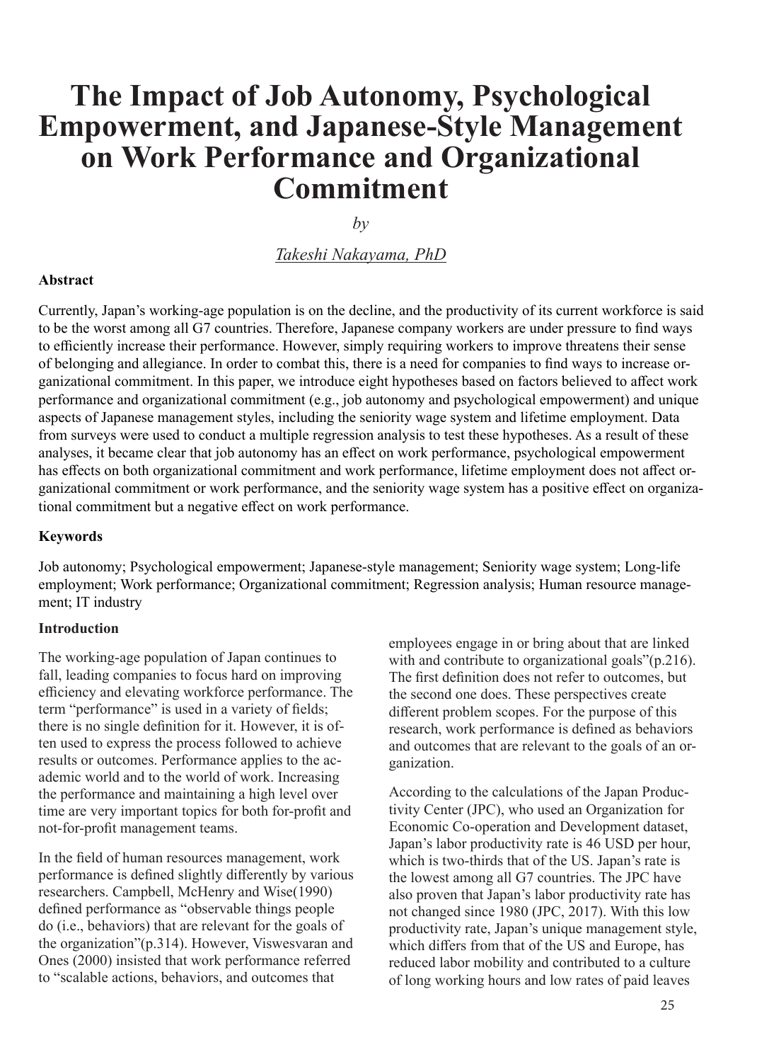# The Impact of Job Autonomy, Psychological Empowerment, and Japanese-Style Management on Work Performance and Organizational Commitment

*by*

Takeshi Nakayama, PhD

**Abstract**

Currently, Japan's working-age population is on the decline, and the productivity of its current workforce is said to be the worst among all G7 countries. Therefore, Japanese company workers are under pressure to find ways to efficiently increase their performance. However, simply requiring workers to improve threatens their sense of belonging and allegiance. In order to combat this, there is a need for companies to find ways to increase organizational commitment. In this paper, we introduce eight hypotheses based on factors believed to affect work performance and organizational commitment (e.g., job autonomy and psychological empowerment) and unique aspects of Japanese management styles, including the seniority wage system and lifetime employment. Data from surveys were used to conduct a multiple regression analysis to test these hypotheses. As a result of these analyses, it became clear that job autonomy has an effect on work performance, psychological empowerment has effects on both organizational commitment and work performance, lifetime employment does not affect organizational commitment or work performance, and the seniority wage system has a positive effect on organizational commitment but a negative effect on work performance.

**Keywords**

Job autonomy; Psychological empowerment; Japanese-style management; Seniority wage system; Long-life employment; Work performance; Organizational commitment; Regression analysis; Human resource management; IT industry

**Introduction**

The working-age population of Japan continues to fall, leading companies to focus hard on improving efficiency and elevating workforce performance. The term "performance" is used in a variety of fields; there is no single definition for it. However, it is often used to express the process followed to achieve results or outcomes. Performance applies to the academic world and to the world of work. Increasing the performance and maintaining a high level over time are very important topics for both for-profit and not-for-profit management teams.

In the field of human resources management, work performance is defined slightly differently by various researchers. Campbell, McHenry and Wise(1990) defined performance as "observable things people do (i.e., behaviors) that are relevant for the goals of the organization"(p.314). However, Viswesvaran and Ones (2000) insisted that work performance referred to "scalable actions, behaviors, and outcomes that employees engage in or bring about that are linked with and contribute to organizational goals"(p.216). The first definition does not refer to outcomes, but the second one does. These perspectives create different problem scopes. For the purpose of this research, work performance is defined as behaviors and outcomes that are relevant to the goals of an organization.

According to the calculations of the Japan Productivity Center (JPC), who used an Organization for Economic Co-operation and Development dataset, Japan's labor productivity rate is 46 USD per hour, which is two-thirds that of the US. Japan's rate is the lowest among all G7 countries. The JPC have also proven that Japan's labor productivity rate has not changed since 1980 (JPC, 2017). With this low productivity rate, Japan's unique management style, which differs from that of the US and Europe, has reduced labor mobility and contributed to a culture of long working hours and low rates of paid leaves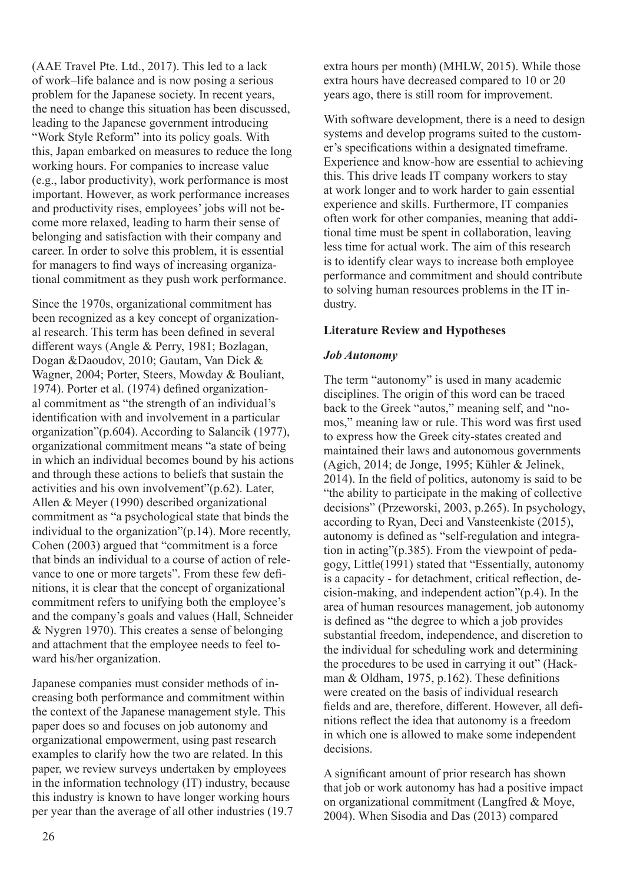(AAE Travel Pte. Ltd., 2017). This led to a lack of work–life balance and is now posing a serious problem for the Japanese society. In recent years, the need to change this situation has been discussed, leading to the Japanese government introducing "Work Style Reform" into its policy goals. With this, Japan embarked on measures to reduce the long working hours. For companies to increase value (e.g., labor productivity), work performance is most important. However, as work performance increases and productivity rises, employees' jobs will not become more relaxed, leading to harm their sense of belonging and satisfaction with their company and career. In order to solve this problem, it is essential for managers to find ways of increasing organizational commitment as they push work performance.

Since the 1970s, organizational commitment has been recognized as a key concept of organizational research. This term has been defined in several different ways (Angle & Perry, 1981; Bozlagan, Dogan &Daoudov, 2010; Gautam, Van Dick & Wagner, 2004; Porter, Steers, Mowday & Bouliant, 1974). Porter et al. (1974) defined organizational commitment as "the strength of an individual's identification with and involvement in a particular organization"(p.604). According to Salancik (1977), organizational commitment means "a state of being in which an individual becomes bound by his actions and through these actions to beliefs that sustain the activities and his own involvement"(p.62). Later, Allen & Meyer (1990) described organizational commitment as "a psychological state that binds the individual to the organization"(p.14). More recently, Cohen (2003) argued that "commitment is a force that binds an individual to a course of action of relevance to one or more targets". From these few definitions, it is clear that the concept of organizational commitment refers to unifying both the employee's and the company's goals and values (Hall, Schneider & Nygren 1970). This creates a sense of belonging and attachment that the employee needs to feel toward his/her organization.

Japanese companies must consider methods of increasing both performance and commitment within the context of the Japanese management style. This paper does so and focuses on job autonomy and organizational empowerment, using past research examples to clarify how the two are related. In this paper, we review surveys undertaken by employees in the information technology (IT) industry, because this industry is known to have longer working hours per year than the average of all other industries (19.7 extra hours per month) (MHLW, 2015). While those extra hours have decreased compared to 10 or 20 years ago, there is still room for improvement.

With software development, there is a need to design systems and develop programs suited to the customer's specifications within a designated timeframe. Experience and know-how are essential to achieving this. This drive leads IT company workers to stay at work longer and to work harder to gain essential experience and skills. Furthermore, IT companies often work for other companies, meaning that additional time must be spent in collaboration, leaving less time for actual work. The aim of this research is to identify clear ways to increase both employee performance and commitment and should contribute to solving human resources problems in the IT industry.

## Literature Review and Hypotheses

### *Job Autonomy*

The term "autonomy" is used in many academic disciplines. The origin of this word can be traced back to the Greek "autos," meaning self, and "nomos," meaning law or rule. This word was first used to express how the Greek city-states created and maintained their laws and autonomous governments (Agich, 2014; de Jonge, 1995; Kühler & Jelinek, 2014). In the field of politics, autonomy is said to be "the ability to participate in the making of collective decisions" (Przeworski, 2003, p.265). In psychology, according to Ryan, Deci and Vansteenkiste (2015), autonomy is defined as "self-regulation and integration in acting"(p.385). From the viewpoint of pedagogy, Little(1991) stated that "Essentially, autonomy is a capacity - for detachment, critical reflection, decision-making, and independent action"(p.4). In the area of human resources management, job autonomy is defined as "the degree to which a job provides substantial freedom, independence, and discretion to the individual for scheduling work and determining the procedures to be used in carrying it out" (Hackman & Oldham, 1975, p.162). These definitions were created on the basis of individual research fields and are, therefore, different. However, all definitions reflect the idea that autonomy is a freedom in which one is allowed to make some independent decisions.

A significant amount of prior research has shown that job or work autonomy has had a positive impact on organizational commitment (Langfred & Moye, 2004). When Sisodia and Das (2013) compared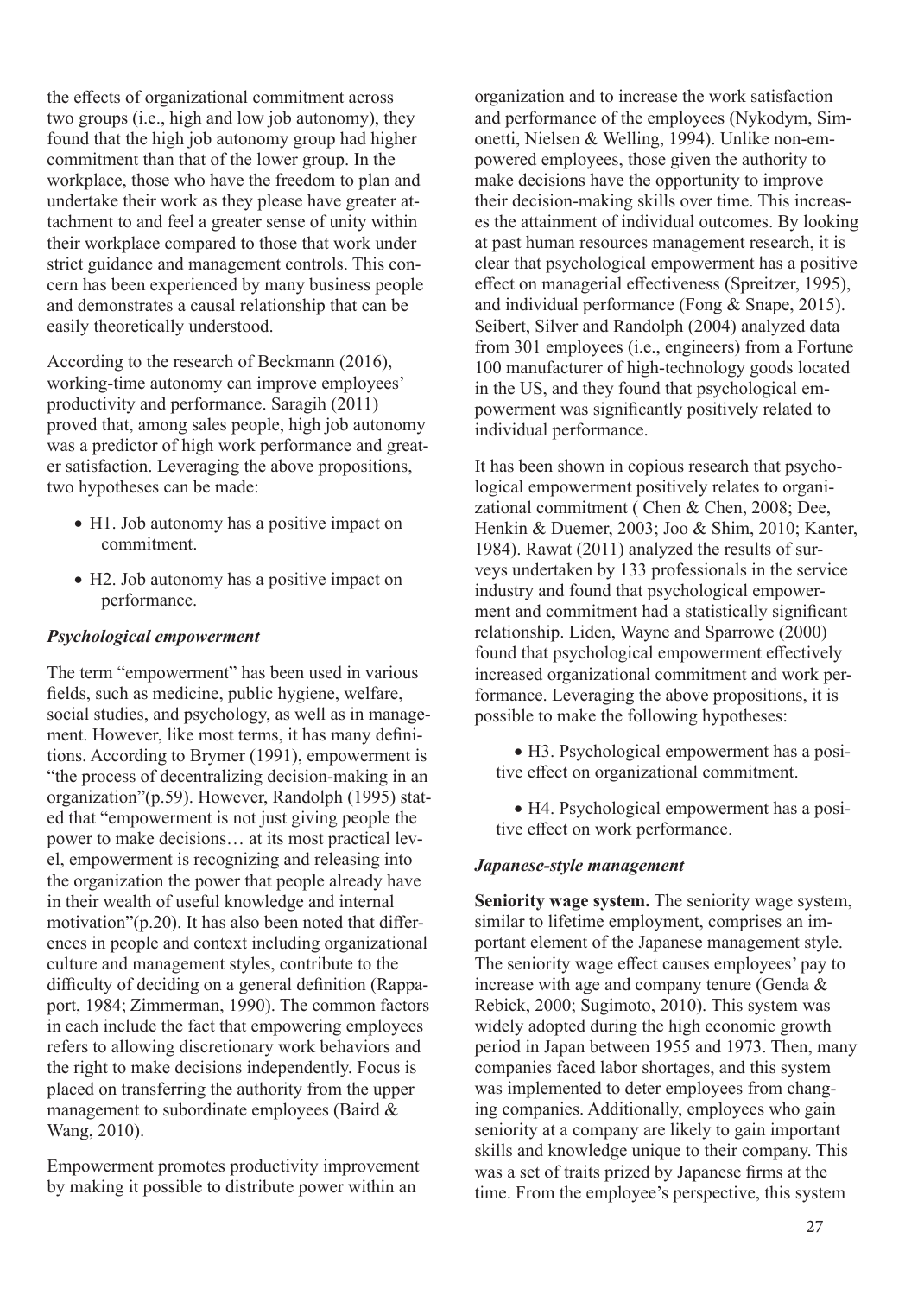the effects of organizational commitment across two groups (i.e., high and low job autonomy), they found that the high job autonomy group had higher commitment than that of the lower group. In the workplace, those who have the freedom to plan and undertake their work as they please have greater attachment to and feel a greater sense of unity within their workplace compared to those that work under strict guidance and management controls. This concern has been experienced by many business people and demonstrates a causal relationship that can be easily theoretically understood.

According to the research of Beckmann (2016), working-time autonomy can improve employees' productivity and performance. Saragih (2011) proved that, among sales people, high job autonomy was a predictor of high work performance and greater satisfaction. Leveraging the above propositions, two hypotheses can be made:

- H1. Job autonomy has a positive impact on commitment.
- H2. Job autonomy has a positive impact on performance.

### *Psychological empowerment*

The term "empowerment" has been used in various fields, such as medicine, public hygiene, welfare, social studies, and psychology, as well as in management. However, like most terms, it has many definitions. According to Brymer (1991), empowerment is "the process of decentralizing decision-making in an organization"(p.59). However, Randolph (1995) stated that "empowerment is not just giving people the power to make decisions… at its most practical level, empowerment is recognizing and releasing into the organization the power that people already have in their wealth of useful knowledge and internal motivation"(p.20). It has also been noted that differences in people and context including organizational culture and management styles, contribute to the difficulty of deciding on a general definition (Rappaport, 1984; Zimmerman, 1990). The common factors in each include the fact that empowering employees refers to allowing discretionary work behaviors and the right to make decisions independently. Focus is placed on transferring the authority from the upper management to subordinate employees (Baird & Wang, 2010).

Empowerment promotes productivity improvement by making it possible to distribute power within an organization and to increase the work satisfaction and performance of the employees (Nykodym, Simonetti, Nielsen & Welling, 1994). Unlike non-empowered employees, those given the authority to make decisions have the opportunity to improve their decision-making skills over time. This increases the attainment of individual outcomes. By looking at past human resources management research, it is clear that psychological empowerment has a positive effect on managerial effectiveness (Spreitzer, 1995), and individual performance (Fong & Snape, 2015). Seibert, Silver and Randolph (2004) analyzed data from 301 employees (i.e., engineers) from a Fortune 100 manufacturer of high-technology goods located in the US, and they found that psychological empowerment was significantly positively related to individual performance.

It has been shown in copious research that psychological empowerment positively relates to organizational commitment ( Chen & Chen, 2008; Dee, Henkin & Duemer, 2003; Joo & Shim, 2010; Kanter, 1984). Rawat (2011) analyzed the results of surveys undertaken by 133 professionals in the service industry and found that psychological empowerment and commitment had a statistically significant relationship. Liden, Wayne and Sparrowe (2000) found that psychological empowerment effectively increased organizational commitment and work performance. Leveraging the above propositions, it is possible to make the following hypotheses:

- H3. Psychological empowerment has a positive effect on organizational commitment.
- H4. Psychological empowerment has a positive effect on work performance.

### *Japanese-style management*

**Seniority wage system.** The seniority wage system, similar to lifetime employment, comprises an important element of the Japanese management style. The seniority wage effect causes employees' pay to increase with age and company tenure (Genda & Rebick, 2000; Sugimoto, 2010). This system was widely adopted during the high economic growth period in Japan between 1955 and 1973. Then, many companies faced labor shortages, and this system was implemented to deter employees from changing companies. Additionally, employees who gain seniority at a company are likely to gain important skills and knowledge unique to their company. This was a set of traits prized by Japanese firms at the time. From the employee's perspective, this system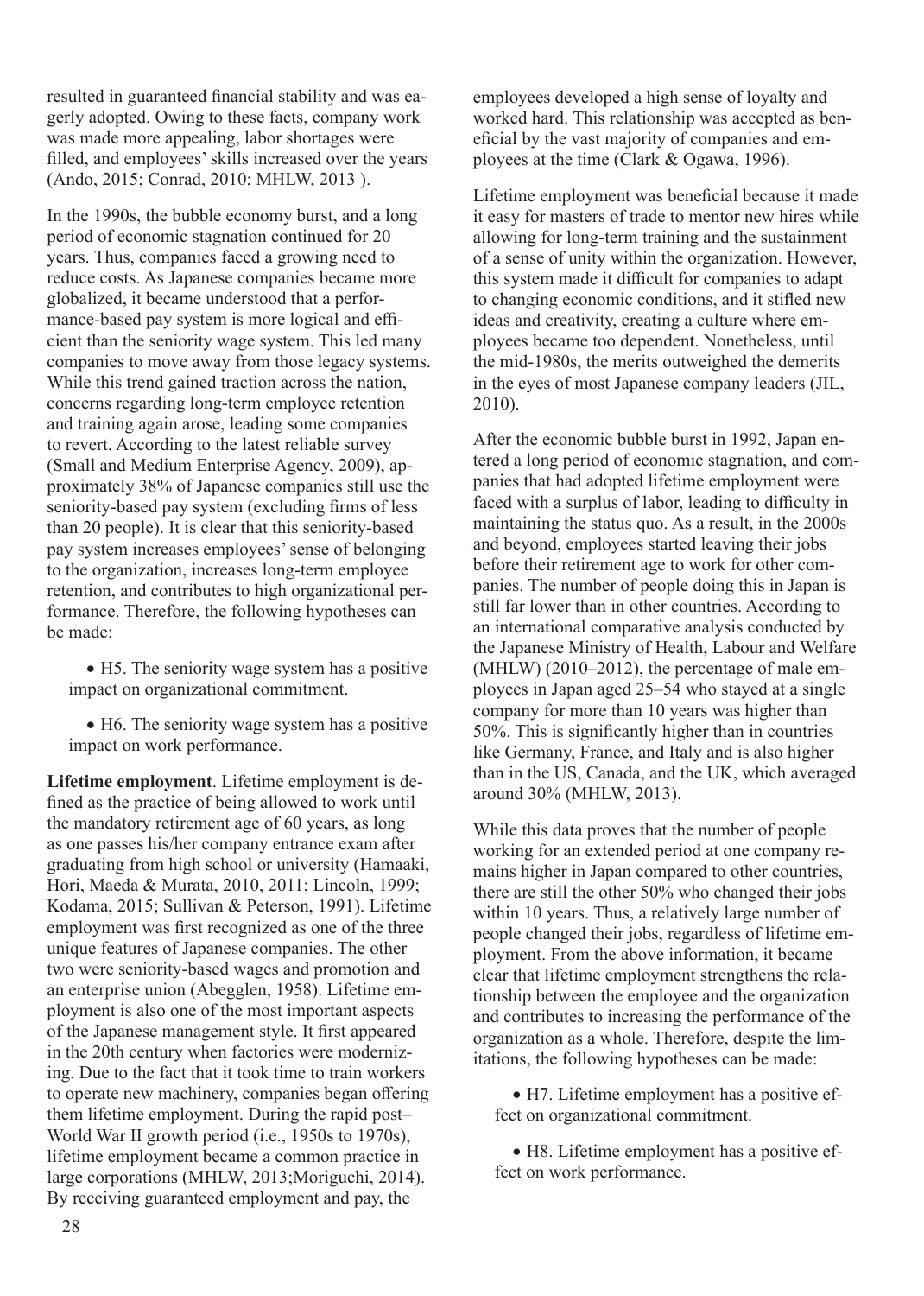resulted in guaranteed financial stability and was eagerly adopted. Owing to these facts, company work was made more appealing, labor shortages were filled, and employees' skills increased over the years (Ando, 2015; Conrad, 2010; MHLW, 2013 ).

In the 1990s, the bubble economy burst, and a long period of economic stagnation continued for 20 years. Thus, companies faced a growing need to reduce costs. As Japanese companies became more globalized, it became understood that a performance-based pay system is more logical and efficient than the seniority wage system. This led many companies to move away from those legacy systems. While this trend gained traction across the nation, concerns regarding long-term employee retention and training again arose, leading some companies to revert. According to the latest reliable survey (Small and Medium Enterprise Agency, 2009), approximately 38% of Japanese companies still use the seniority-based pay system (excluding firms of less than 20 people). It is clear that this seniority-based pay system increases employees' sense of belonging to the organization, increases long-term employee retention, and contributes to high organizational performance. Therefore, the following hypotheses can be made:

- H5. The seniority wage system has a positive impact on organizational commitment.
- H6. The seniority wage system has a positive impact on work performance.

**Lifetime employment**. Lifetime employment is defined as the practice of being allowed to work until the mandatory retirement age of 60 years, as long as one passes his/her company entrance exam after graduating from high school or university (Hamaaki, Hori, Maeda & Murata, 2010, 2011; Lincoln, 1999; Kodama, 2015; Sullivan & Peterson, 1991). Lifetime employment was first recognized as one of the three unique features of Japanese companies. The other two were seniority-based wages and promotion and an enterprise union (Abegglen, 1958). Lifetime employment is also one of the most important aspects of the Japanese management style. It first appeared in the 20th century when factories were modernizing. Due to the fact that it took time to train workers to operate new machinery, companies began offering them lifetime employment. During the rapid post–World War II growth period (i.e., 1950s to 1970s), lifetime employment became a common practice in large corporations (MHLW, 2013;Moriguchi, 2014). By receiving guaranteed employment and pay, the employees developed a high sense of loyalty and worked hard. This relationship was accepted as beneficial by the vast majority of companies and employees at the time (Clark & Ogawa, 1996).

Lifetime employment was beneficial because it made it easy for masters of trade to mentor new hires while allowing for long-term training and the sustainment of a sense of unity within the organization. However, this system made it difficult for companies to adapt to changing economic conditions, and it stifled new ideas and creativity, creating a culture where employees became too dependent. Nonetheless, until the mid-1980s, the merits outweighed the demerits in the eyes of most Japanese company leaders (JIL, 2010).

After the economic bubble burst in 1992, Japan entered a long period of economic stagnation, and companies that had adopted lifetime employment were faced with a surplus of labor, leading to difficulty in maintaining the status quo. As a result, in the 2000s and beyond, employees started leaving their jobs before their retirement age to work for other companies. The number of people doing this in Japan is still far lower than in other countries. According to an international comparative analysis conducted by the Japanese Ministry of Health, Labour and Welfare (MHLW) (2010–2012), the percentage of male employees in Japan aged 25–54 who stayed at a single company for more than 10 years was higher than 50%. This is significantly higher than in countries like Germany, France, and Italy and is also higher than in the US, Canada, and the UK, which averaged around 30% (MHLW, 2013).

While this data proves that the number of people working for an extended period at one company remains higher in Japan compared to other countries, there are still the other 50% who changed their jobs within 10 years. Thus, a relatively large number of people changed their jobs, regardless of lifetime employment. From the above information, it became clear that lifetime employment strengthens the relationship between the employee and the organization and contributes to increasing the performance of the organization as a whole. Therefore, despite the limitations, the following hypotheses can be made:

- H7. Lifetime employment has a positive effect on organizational commitment.
- H8. Lifetime employment has a positive effect on work performance.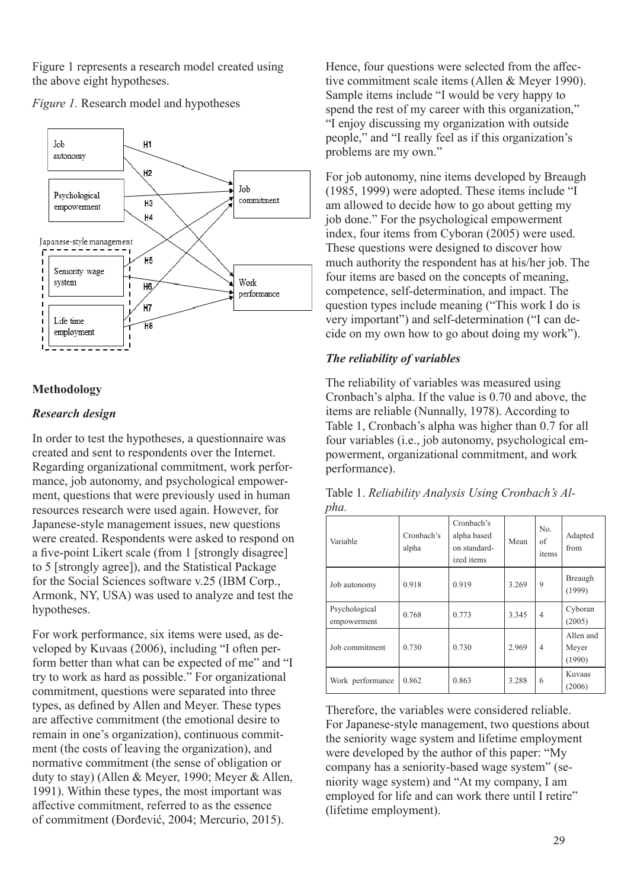Figure 1 represents a research model created using the above eight hypotheses.

*Figure 1.* Research model and hypotheses

## Methodology

### *Research design*

In order to test the hypotheses, a questionnaire was created and sent to respondents over the Internet. Regarding organizational commitment, work performance, job autonomy, and psychological empowerment, questions that were previously used in human resources research were used again. However, for Japanese-style management issues, new questions were created. Respondents were asked to respond on a five-point Likert scale (from 1 [strongly disagree] to 5 [strongly agree]), and the Statistical Package for the Social Sciences software v.25 (IBM Corp., Armonk, NY, USA) was used to analyze and test the hypotheses.

For work performance, six items were used, as developed by Kuvaas (2006), including "I often perform better than what can be expected of me" and "I try to work as hard as possible." For organizational commitment, questions were separated into three types, as defined by Allen and Meyer. These types are affective commitment (the emotional desire to remain in one's organization), continuous commitment (the costs of leaving the organization), and normative commitment (the sense of obligation or duty to stay) (Allen & Meyer, 1990; Meyer & Allen, 1991). Within these types, the most important was affective commitment, referred to as the essence of commitment (Đorđević, 2004; Mercurio, 2015). Hence, four questions were selected from the affective commitment scale items (Allen & Meyer 1990). Sample items include "I would be very happy to spend the rest of my career with this organization," "I enjoy discussing my organization with outside people," and "I really feel as if this organization's problems are my own."

For job autonomy, nine items developed by Breaugh (1985, 1999) were adopted. These items include "I am allowed to decide how to go about getting my job done." For the psychological empowerment index, four items from Cyboran (2005) were used. These questions were designed to discover how much authority the respondent has at his/her job. The four items are based on the concepts of meaning, competence, self-determination, and impact. The question types include meaning ("This work I do is very important") and self-determination ("I can decide on my own how to go about doing my work").

### *The reliability of variables*

The reliability of variables was measured using Cronbach's alpha. If the value is 0.70 and above, the items are reliable (Nunnally, 1978). According to Table 1, Cronbach's alpha was higher than 0.7 for all four variables (i.e., job autonomy, psychological empowerment, organizational commitment, and work performance).

Table 1. *Reliability Analysis Using Cronbach's Alpha.*

| Variable | Cronbach's alpha | Cronbach's alpha based on standardized items | Mean | No. of items | Adapted from |
|---|---|---|---|---|---|
| Job autonomy | 0.918 | 0.919 | 3.269 | 9 | Breaugh (1999) |
| Psychological empowerment | 0.768 | 0.773 | 3.345 | 4 | Cyboran (2005) |
| Job commitment | 0.730 | 0.730 | 2.969 | 4 | Allen and Meyer (1990) |
| Work performance | 0.862 | 0.863 | 3.288 | 6 | Kuvaas (2006) |

Therefore, the variables were considered reliable. For Japanese-style management, two questions about the seniority wage system and lifetime employment were developed by the author of this paper: "My company has a seniority-based wage system" (seniority wage system) and "At my company, I am employed for life and can work there until I retire" (lifetime employment).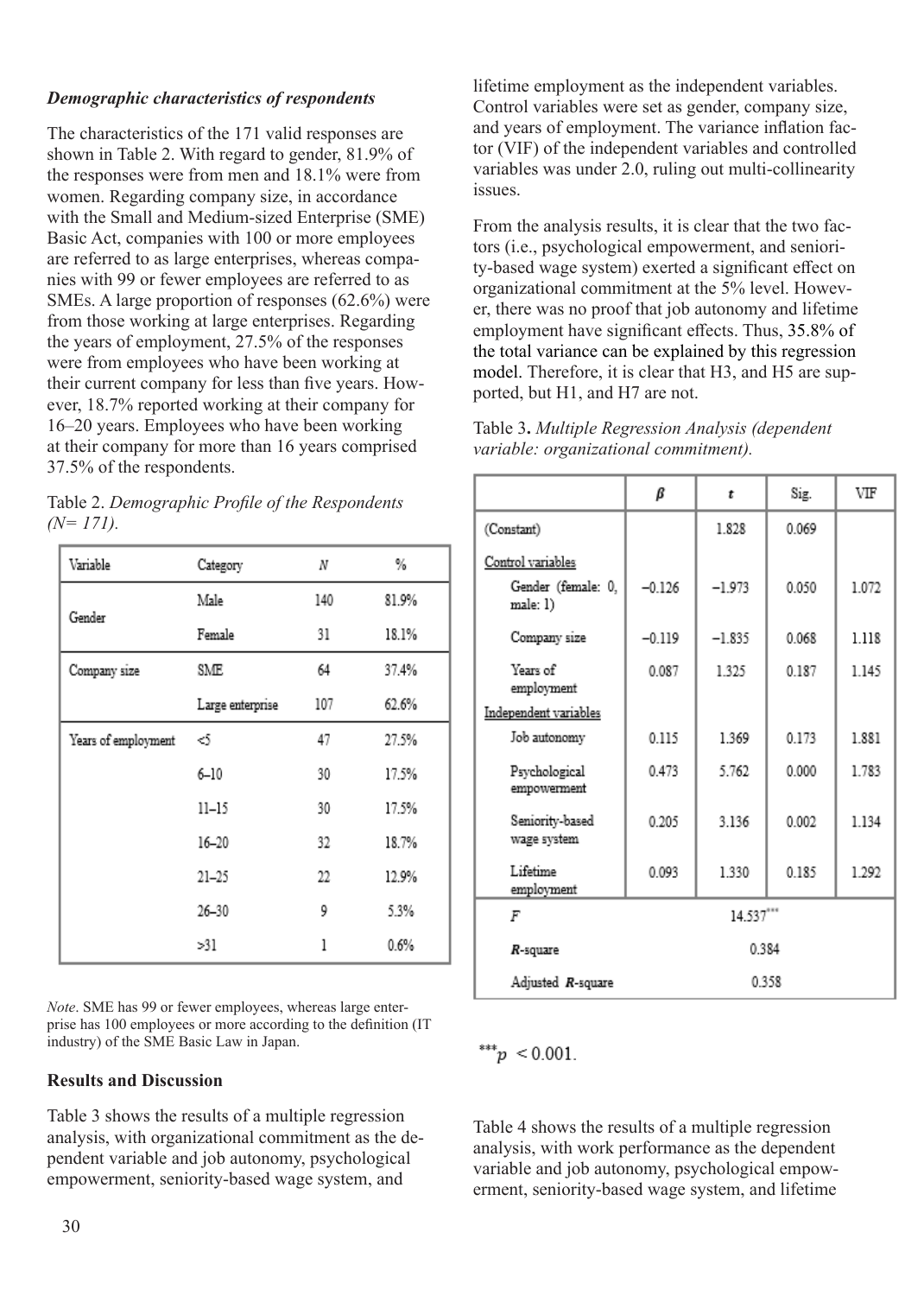*Demographic characteristics of respondents*

The characteristics of the 171 valid responses are shown in Table 2. With regard to gender, 81.9% of the responses were from men and 18.1% were from women. Regarding company size, in accordance with the Small and Medium-sized Enterprise (SME) Basic Act, companies with 100 or more employees are referred to as large enterprises, whereas companies with 99 or fewer employees are referred to as SMEs. A large proportion of responses (62.6%) were from those working at large enterprises. Regarding the years of employment, 27.5% of the responses were from employees who have been working at their current company for less than five years. However, 18.7% reported working at their company for 16–20 years. Employees who have been working at their company for more than 16 years comprised 37.5% of the respondents.

Table 2. *Demographic Profile of the Respondents (N= 171).*

| Variable | Category | N | % |
|---|---|---|---|
| Gender | Male | 140 | 81.9% |
| | Female | 31 | 18.1% |
| Company size | SME | 64 | 37.4% |
| | Large enterprise | 107 | 62.6% |
| Years of employment | <5 | 47 | 27.5% |
| | 6–10 | 30 | 17.5% |
| | 11–15 | 30 | 17.5% |
| | 16–20 | 32 | 18.7% |
| | 21–25 | 22 | 12.9% |
| | 26–30 | 9 | 5.3% |
| | >31 | 1 | 0.6% |

*Note*. SME has 99 or fewer employees, whereas large enterprise has 100 employees or more according to the definition (IT industry) of the SME Basic Law in Japan.

**Results and Discussion**

Table 3 shows the results of a multiple regression analysis, with organizational commitment as the dependent variable and job autonomy, psychological empowerment, seniority-based wage system, and lifetime employment as the independent variables. Control variables were set as gender, company size, and years of employment. The variance inflation factor (VIF) of the independent variables and controlled variables was under 2.0, ruling out multi-collinearity issues.

From the analysis results, it is clear that the two factors (i.e., psychological empowerment, and seniority-based wage system) exerted a significant effect on organizational commitment at the 5% level. However, there was no proof that job autonomy and lifetime employment have significant effects. Thus, 35.8% of the total variance can be explained by this regression model. Therefore, it is clear that H3, and H5 are supported, but H1, and H7 are not.

Table 3**.** *Multiple Regression Analysis (dependent variable: organizational commitment).*

| | $\beta$ | $t$ | Sig. | VIF |
|---|---|---|---|---|
| (Constant) | | 1.828 | 0.069 | |
| Control variables | | | | |
| Gender (female: 0, male: 1) | −0.126 | −1.973 | 0.050 | 1.072 |
| Company size | −0.119 | −1.835 | 0.068 | 1.118 |
| Years of employment | 0.087 | 1.325 | 0.187 | 1.145 |
| Independent variables | | | | |
| Job autonomy | 0.115 | 1.369 | 0.173 | 1.881 |
| Psychological empowerment | 0.473 | 5.762 | 0.000 | 1.783 |
| Seniority-based wage system | 0.205 | 3.136 | 0.002 | 1.134 |
| Lifetime employment | 0.093 | 1.330 | 0.185 | 1.292 |
| $F$ | $14.537^{***}$ | | | |
| $R$-square | 0.384 | | | |
| Adjusted $R$-square | 0.358 | | | |

$^{***}p < 0.001.$

Table 4 shows the results of a multiple regression analysis, with work performance as the dependent variable and job autonomy, psychological empowerment, seniority-based wage system, and lifetime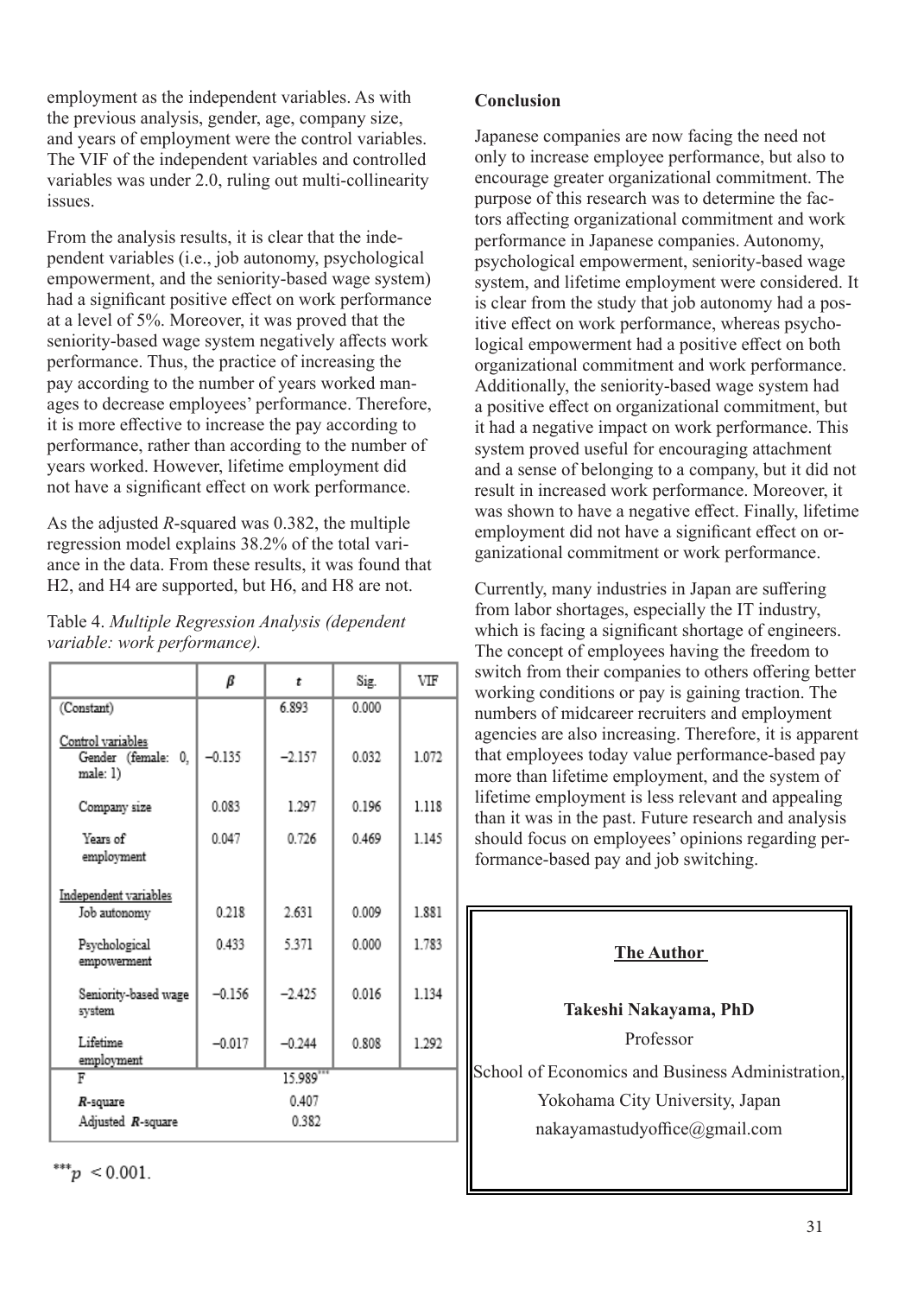employment as the independent variables. As with the previous analysis, gender, age, company size, and years of employment were the control variables. The VIF of the independent variables and controlled variables was under 2.0, ruling out multi-collinearity issues.

From the analysis results, it is clear that the independent variables (i.e., job autonomy, psychological empowerment, and the seniority-based wage system) had a significant positive effect on work performance at a level of 5%. Moreover, it was proved that the seniority-based wage system negatively affects work performance. Thus, the practice of increasing the pay according to the number of years worked manages to decrease employees' performance. Therefore, it is more effective to increase the pay according to performance, rather than according to the number of years worked. However, lifetime employment did not have a significant effect on work performance.

As the adjusted *R*-squared was 0.382, the multiple regression model explains 38.2% of the total variance in the data. From these results, it was found that H2, and H4 are supported, but H6, and H8 are not.

Table 4. *Multiple Regression Analysis (dependent variable: work performance).*

| | *β* | *t* | Sig. | VIF |
|---|---|---|---|---|
| (Constant) | | 6.893 | 0.000 | |
| Control variables | | | | |
| Gender (female: 0, male: 1) | −0.135 | −2.157 | 0.032 | 1.072 |
| Company size | 0.083 | 1.297 | 0.196 | 1.118 |
| Years of employment | 0.047 | 0.726 | 0.469 | 1.145 |
| Independent variables | | | | |
| Job autonomy | 0.218 | 2.631 | 0.009 | 1.881 |
| Psychological empowerment | 0.433 | 5.371 | 0.000 | 1.783 |
| Seniority-based wage system | −0.156 | −2.425 | 0.016 | 1.134 |
| Lifetime employment | −0.017 | −0.244 | 0.808 | 1.292 |
| F | | 15.989*** | | |
| *R*-square | | 0.407 | | |
| Adjusted *R*-square | | 0.382 | | |

***$p < 0.001$.

## Conclusion

Japanese companies are now facing the need not only to increase employee performance, but also to encourage greater organizational commitment. The purpose of this research was to determine the factors affecting organizational commitment and work performance in Japanese companies. Autonomy, psychological empowerment, seniority-based wage system, and lifetime employment were considered. It is clear from the study that job autonomy had a positive effect on work performance, whereas psychological empowerment had a positive effect on both organizational commitment and work performance. Additionally, the seniority-based wage system had a positive effect on organizational commitment, but it had a negative impact on work performance. This system proved useful for encouraging attachment and a sense of belonging to a company, but it did not result in increased work performance. Moreover, it was shown to have a negative effect. Finally, lifetime employment did not have a significant effect on organizational commitment or work performance.

Currently, many industries in Japan are suffering from labor shortages, especially the IT industry, which is facing a significant shortage of engineers. The concept of employees having the freedom to switch from their companies to others offering better working conditions or pay is gaining traction. The numbers of midcareer recruiters and employment agencies are also increasing. Therefore, it is apparent that employees today value performance-based pay more than lifetime employment, and the system of lifetime employment is less relevant and appealing than it was in the past. Future research and analysis should focus on employees' opinions regarding performance-based pay and job switching.

**The Author**

**Takeshi Nakayama, PhD**

Professor

School of Economics and Business Administration, Yokohama City University, Japan

nakayamastudyoffice@gmail.com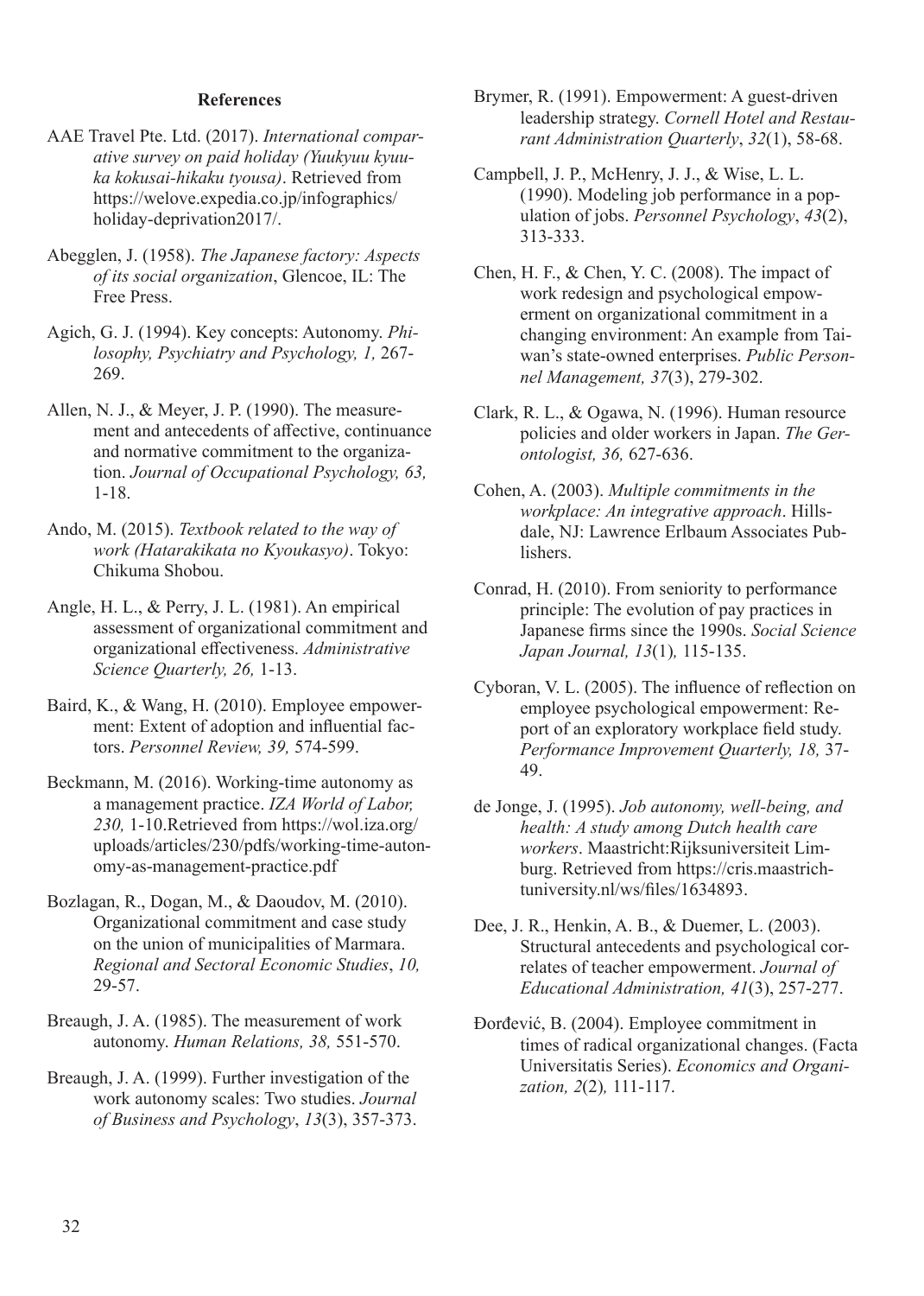## References

AAE Travel Pte. Ltd. (2017). *International comparative survey on paid holiday (Yuukyuu kyuuka kokusai-hikaku tyousa)*. Retrieved from https://welove.expedia.co.jp/infographics/holiday-deprivation2017/.

Abegglen, J. (1958). *The Japanese factory: Aspects of its social organization*, Glencoe, IL: The Free Press.

Agich, G. J. (1994). Key concepts: Autonomy. *Philosophy, Psychiatry and Psychology, 1,* 267-269.

Allen, N. J., & Meyer, J. P. (1990). The measurement and antecedents of affective, continuance and normative commitment to the organization. *Journal of Occupational Psychology, 63,* 1-18.

Ando, M. (2015). *Textbook related to the way of work (Hatarakikata no Kyoukasyo)*. Tokyo: Chikuma Shobou.

Angle, H. L., & Perry, J. L. (1981). An empirical assessment of organizational commitment and organizational effectiveness. *Administrative Science Quarterly, 26,* 1-13.

Baird, K., & Wang, H. (2010). Employee empowerment: Extent of adoption and influential factors. *Personnel Review, 39,* 574-599.

Beckmann, M. (2016). Working-time autonomy as a management practice. *IZA World of Labor, 230,* 1-10.Retrieved from https://wol.iza.org/uploads/articles/230/pdfs/working-time-autonomy-as-management-practice.pdf

Bozlagan, R., Dogan, M., & Daoudov, M. (2010). Organizational commitment and case study on the union of municipalities of Marmara. *Regional and Sectoral Economic Studies*, *10,* 29-57.

Breaugh, J. A. (1985). The measurement of work autonomy. *Human Relations, 38,* 551-570.

Breaugh, J. A. (1999). Further investigation of the work autonomy scales: Two studies. *Journal of Business and Psychology*, *13*(3), 357-373.

Brymer, R. (1991). Empowerment: A guest-driven leadership strategy. *Cornell Hotel and Restaurant Administration Quarterly*, *32*(1), 58-68.

Campbell, J. P., McHenry, J. J., & Wise, L. L. (1990). Modeling job performance in a population of jobs. *Personnel Psychology*, *43*(2), 313-333.

Chen, H. F., & Chen, Y. C. (2008). The impact of work redesign and psychological empowerment on organizational commitment in a changing environment: An example from Taiwan's state-owned enterprises. *Public Personnel Management, 37*(3), 279-302.

Clark, R. L., & Ogawa, N. (1996). Human resource policies and older workers in Japan. *The Gerontologist, 36,* 627-636.

Cohen, A. (2003). *Multiple commitments in the workplace: An integrative approach*. Hillsdale, NJ: Lawrence Erlbaum Associates Publishers.

Conrad, H. (2010). From seniority to performance principle: The evolution of pay practices in Japanese firms since the 1990s. *Social Science Japan Journal, 13*(1)*,* 115-135.

Cyboran, V. L. (2005). The influence of reflection on employee psychological empowerment: Report of an exploratory workplace field study. *Performance Improvement Quarterly, 18,* 37-49.

de Jonge, J. (1995). *Job autonomy, well-being, and health: A study among Dutch health care workers*. Maastricht:Rijksuniversiteit Limburg. Retrieved from https://cris.maastrichtuniversity.nl/ws/files/1634893.

Dee, J. R., Henkin, A. B., & Duemer, L. (2003). Structural antecedents and psychological correlates of teacher empowerment. *Journal of Educational Administration, 41*(3), 257-277.

Đorđević, B. (2004). Employee commitment in times of radical organizational changes. (Facta Universitatis Series). *Economics and Organization, 2*(2)*,* 111-117.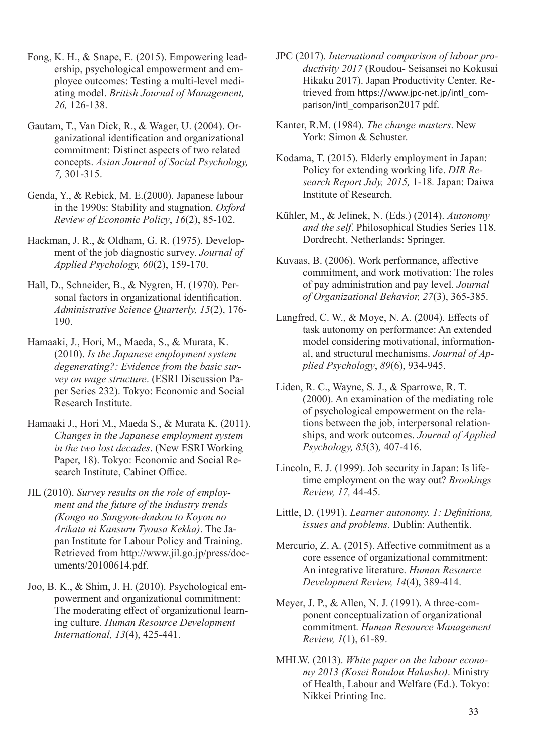Fong, K. H., & Snape, E. (2015). Empowering leadership, psychological empowerment and employee outcomes: Testing a multi-level mediating model. *British Journal of Management, 26,* 126-138.

Gautam, T., Van Dick, R., & Wager, U. (2004). Organizational identification and organizational commitment: Distinct aspects of two related concepts. *Asian Journal of Social Psychology, 7,* 301-315.

Genda, Y., & Rebick, M. E.(2000). Japanese labour in the 1990s: Stability and stagnation. *Oxford Review of Economic Policy*, *16*(2), 85-102.

Hackman, J. R., & Oldham, G. R. (1975). Development of the job diagnostic survey. *Journal of Applied Psychology, 60*(2), 159-170.

Hall, D., Schneider, B., & Nygren, H. (1970). Personal factors in organizational identification. *Administrative Science Quarterly, 15*(2), 176-190.

Hamaaki, J., Hori, M., Maeda, S., & Murata, K. (2010). *Is the Japanese employment system degenerating?: Evidence from the basic survey on wage structure*. (ESRI Discussion Paper Series 232). Tokyo: Economic and Social Research Institute.

Hamaaki J., Hori M., Maeda S., & Murata K. (2011). *Changes in the Japanese employment system in the two lost decades*. (New ESRI Working Paper, 18). Tokyo: Economic and Social Research Institute, Cabinet Office.

JIL (2010). *Survey results on the role of employment and the future of the industry trends (Kongo no Sangyou-doukou to Koyou no Arikata ni Kansuru Tyousa Kekka)*. The Japan Institute for Labour Policy and Training. Retrieved from http://www.jil.go.jp/press/documents/20100614.pdf.

Joo, B. K., & Shim, J. H. (2010). Psychological empowerment and organizational commitment: The moderating effect of organizational learning culture. *Human Resource Development International, 13*(4), 425-441.

JPC (2017). *International comparison of labour productivity 2017* (Roudou- Seisansei no Kokusai Hikaku 2017). Japan Productivity Center. Retrieved from https://www.jpc-net.jp/intl_comparison/intl_comparison2017 pdf.

Kanter, R.M. (1984). *The change masters*. New York: Simon & Schuster.

Kodama, T. (2015). Elderly employment in Japan: Policy for extending working life. *DIR Research Report July, 2015,* 1-18*.* Japan: Daiwa Institute of Research.

Kühler, M., & Jelinek, N. (Eds.) (2014). *Autonomy and the self*. Philosophical Studies Series 118. Dordrecht, Netherlands: Springer.

Kuvaas, B. (2006). Work performance, affective commitment, and work motivation: The roles of pay administration and pay level. *Journal of Organizational Behavior, 27*(3), 365-385.

Langfred, C. W., & Moye, N. A. (2004). Effects of task autonomy on performance: An extended model considering motivational, informational, and structural mechanisms. *Journal of Applied Psychology*, *89*(6), 934-945.

Liden, R. C., Wayne, S. J., & Sparrowe, R. T. (2000). An examination of the mediating role of psychological empowerment on the relations between the job, interpersonal relationships, and work outcomes. *Journal of Applied Psychology, 85*(3)*,* 407-416.

Lincoln, E. J. (1999). Job security in Japan: Is lifetime employment on the way out? *Brookings Review, 17,* 44-45.

Little, D. (1991). *Learner autonomy. 1: Definitions, issues and problems.* Dublin: Authentik.

Mercurio, Z. A. (2015). Affective commitment as a core essence of organizational commitment: An integrative literature. *Human Resource Development Review, 14*(4), 389-414.

Meyer, J. P., & Allen, N. J. (1991). A three-component conceptualization of organizational commitment. *Human Resource Management Review, 1*(1), 61-89.

MHLW. (2013). *White paper on the labour economy 2013 (Kosei Roudou Hakusho)*. Ministry of Health, Labour and Welfare (Ed.). Tokyo: Nikkei Printing Inc.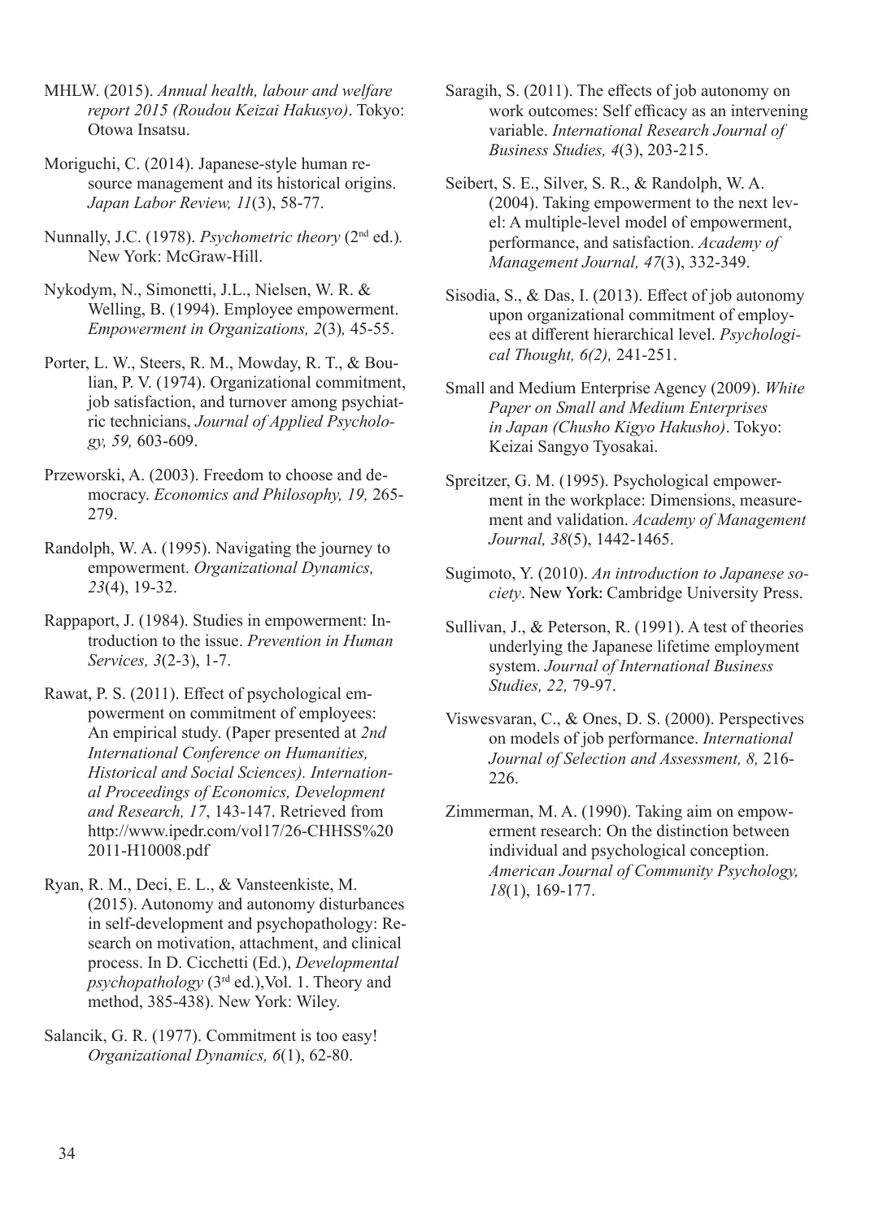MHLW. (2015). *Annual health, labour and welfare report 2015 (Roudou Keizai Hakusyo)*. Tokyo: Otowa Insatsu.

Moriguchi, C. (2014). Japanese-style human resource management and its historical origins. *Japan Labor Review, 11*(3), 58-77.

Nunnally, J.C. (1978). *Psychometric theory* (2nd ed.)*.* New York: McGraw-Hill.

Nykodym, N., Simonetti, J.L., Nielsen, W. R. & Welling, B. (1994). Employee empowerment. *Empowerment in Organizations, 2*(3)*,* 45-55.

Porter, L. W., Steers, R. M., Mowday, R. T., & Boulian, P. V. (1974). Organizational commitment, job satisfaction, and turnover among psychiatric technicians, *Journal of Applied Psychology, 59,* 603-609.

Przeworski, A. (2003). Freedom to choose and democracy. *Economics and Philosophy, 19,* 265-279.

Randolph, W. A. (1995). Navigating the journey to empowerment. *Organizational Dynamics, 23*(4), 19-32.

Rappaport, J. (1984). Studies in empowerment: Introduction to the issue. *Prevention in Human Services, 3*(2-3), 1-7.

Rawat, P. S. (2011). Effect of psychological empowerment on commitment of employees: An empirical study. (Paper presented at *2nd International Conference on Humanities, Historical and Social Sciences). International Proceedings of Economics, Development and Research, 17*, 143-147. Retrieved from http://www.ipedr.com/vol17/26-CHHSS%20 2011-H10008.pdf

Ryan, R. M., Deci, E. L., & Vansteenkiste, M. (2015). Autonomy and autonomy disturbances in self-development and psychopathology: Research on motivation, attachment, and clinical process. In D. Cicchetti (Ed.), *Developmental psychopathology* (3rd ed.),Vol. 1. Theory and method, 385-438). New York: Wiley.

Salancik, G. R. (1977). Commitment is too easy! *Organizational Dynamics, 6*(1), 62-80.

Saragih, S. (2011). The effects of job autonomy on work outcomes: Self efficacy as an intervening variable. *International Research Journal of Business Studies, 4*(3), 203-215.

Seibert, S. E., Silver, S. R., & Randolph, W. A. (2004). Taking empowerment to the next level: A multiple-level model of empowerment, performance, and satisfaction. *Academy of Management Journal, 47*(3), 332-349.

Sisodia, S., & Das, I. (2013). Effect of job autonomy upon organizational commitment of employees at different hierarchical level. *Psychological Thought, 6(2),* 241-251.

Small and Medium Enterprise Agency (2009). *White Paper on Small and Medium Enterprises in Japan (Chusho Kigyo Hakusho)*. Tokyo: Keizai Sangyo Tyosakai.

Spreitzer, G. M. (1995). Psychological empowerment in the workplace: Dimensions, measurement and validation. *Academy of Management Journal, 38*(5), 1442-1465.

Sugimoto, Y. (2010). *An introduction to Japanese society*. New York: Cambridge University Press.

Sullivan, J., & Peterson, R. (1991). A test of theories underlying the Japanese lifetime employment system. *Journal of International Business Studies, 22,* 79-97.

Viswesvaran, C., & Ones, D. S. (2000). Perspectives on models of job performance. *International Journal of Selection and Assessment, 8,* 216-226.

Zimmerman, M. A. (1990). Taking aim on empowerment research: On the distinction between individual and psychological conception. *American Journal of Community Psychology, 18*(1), 169-177.